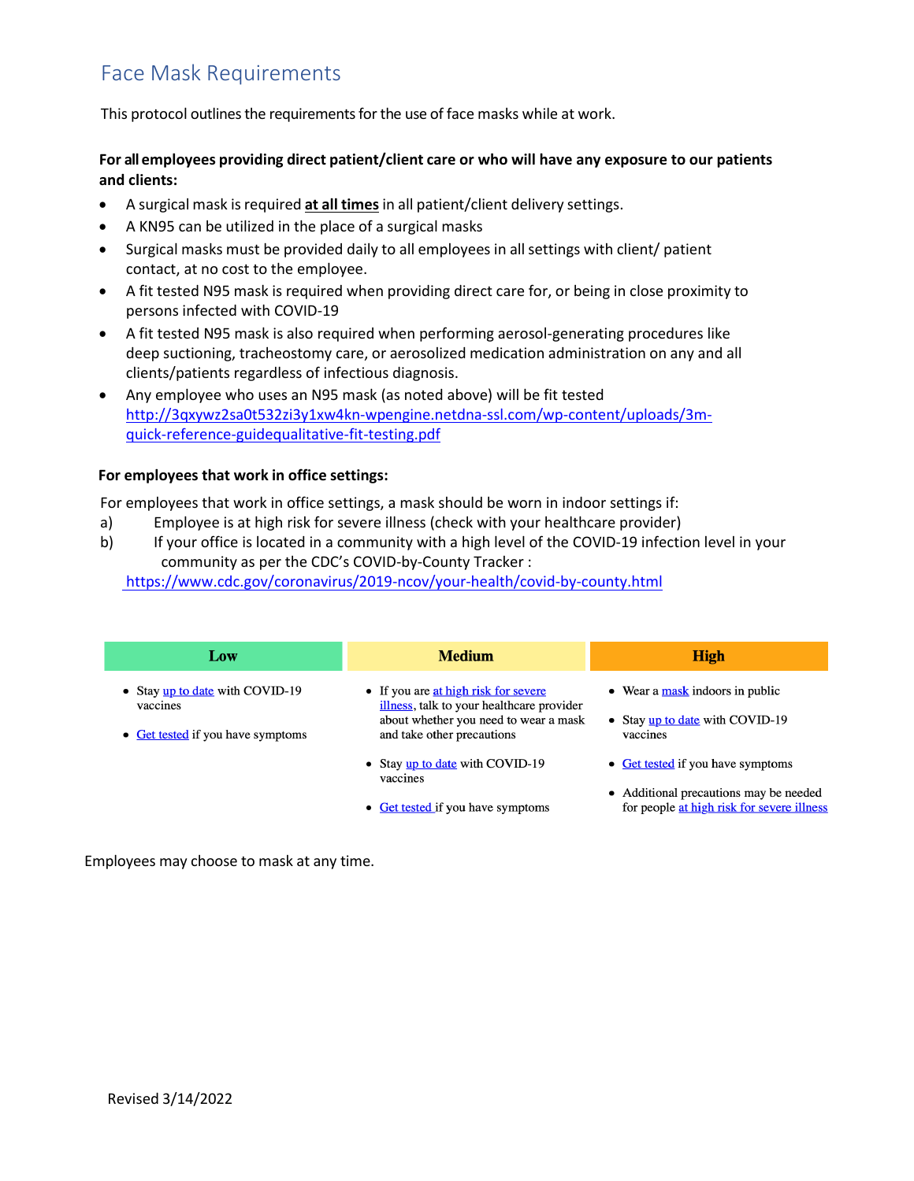# Face Mask Requirements

This protocol outlines the requirements for the use of face masks while at work.

**For all employees providing direct patient/client care or who will have any exposure to our patients and clients:**

- A surgical mask is required **at all times** in all patient/client delivery settings.
- A KN95 can be utilized in the place of a surgical masks
- Surgical masks must be provided daily to all employees in all settings with client/ patient contact, at no cost to the employee.
- A fit tested N95 mask is required when providing direct care for, or being in close proximity to persons infected with COVID-19
- A fit tested N95 mask is also required when performing aerosol-generating procedures like deep suctioning, tracheostomy care, or aerosolized medication administration on any and all clients/patients regardless of infectious diagnosis.
- Any employee who uses an N95 mask (as noted above) will be fit tested http://3qxywz2sa0t532zi3y1xw4kn-wpengine.netdna-ssl.com/wp-content/uploads/3m-quick-reference-guidequalitative-fit-testing.pdf

**For employees that work in office settings:**

For employees that work in office settings, a mask should be worn in indoor settings if:

a) Employee is at high risk for severe illness (check with your healthcare provider)

b) If your office is located in a community with a high level of the COVID-19 infection level in your community as per the CDC's COVID-by-County Tracker : https://www.cdc.gov/coronavirus/2019-ncov/your-health/covid-by-county.html

| Low | Medium | High |
| --- | --- | --- |
| • Stay up to date with COVID-19 vaccines<br>• Get tested if you have symptoms | • If you are at high risk for severe illness, talk to your healthcare provider about whether you need to wear a mask and take other precautions<br>• Stay up to date with COVID-19 vaccines<br>• Get tested if you have symptoms | • Wear a mask indoors in public<br>• Stay up to date with COVID-19 vaccines<br>• Get tested if you have symptoms<br>• Additional precautions may be needed for people at high risk for severe illness |

Employees may choose to mask at any time.

Revised 3/14/2022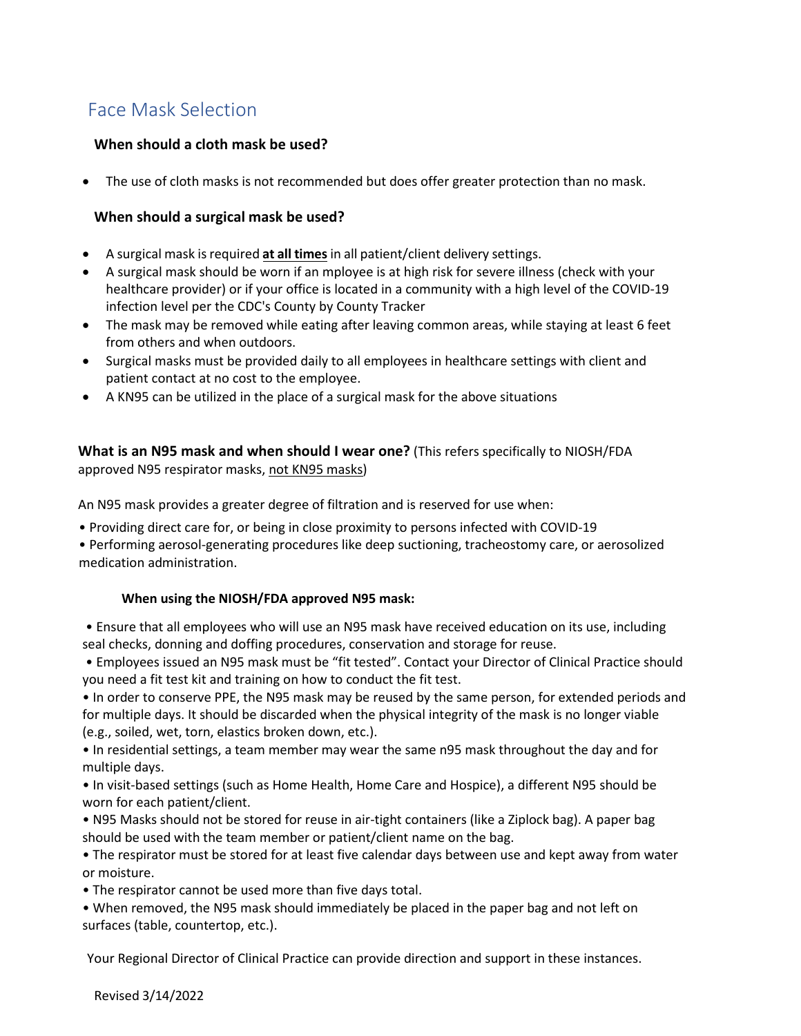## Face Mask Selection

### When should a cloth mask be used?

- The use of cloth masks is not recommended but does offer greater protection than no mask.

### When should a surgical mask be used?

- A surgical mask is required **<u>at all times</u>** in all patient/client delivery settings.
- A surgical mask should be worn if an mployee is at high risk for severe illness (check with your healthcare provider) or if your office is located in a community with a high level of the COVID-19 infection level per the CDC's County by County Tracker
- The mask may be removed while eating after leaving common areas, while staying at least 6 feet from others and when outdoors.
- Surgical masks must be provided daily to all employees in healthcare settings with client and patient contact at no cost to the employee.
- A KN95 can be utilized in the place of a surgical mask for the above situations

**What is an N95 mask and when should I wear one?** (This refers specifically to NIOSH/FDA approved N95 respirator masks, <u>not KN95 masks</u>)

An N95 mask provides a greater degree of filtration and is reserved for use when:

- Providing direct care for, or being in close proximity to persons infected with COVID-19
- Performing aerosol-generating procedures like deep suctioning, tracheostomy care, or aerosolized medication administration.

**When using the NIOSH/FDA approved N95 mask:**

- Ensure that all employees who will use an N95 mask have received education on its use, including seal checks, donning and doffing procedures, conservation and storage for reuse.
- Employees issued an N95 mask must be "fit tested". Contact your Director of Clinical Practice should you need a fit test kit and training on how to conduct the fit test.
- In order to conserve PPE, the N95 mask may be reused by the same person, for extended periods and for multiple days. It should be discarded when the physical integrity of the mask is no longer viable (e.g., soiled, wet, torn, elastics broken down, etc.).
- In residential settings, a team member may wear the same n95 mask throughout the day and for multiple days.
- In visit-based settings (such as Home Health, Home Care and Hospice), a different N95 should be worn for each patient/client.
- N95 Masks should not be stored for reuse in air-tight containers (like a Ziplock bag). A paper bag should be used with the team member or patient/client name on the bag.
- The respirator must be stored for at least five calendar days between use and kept away from water or moisture.
- The respirator cannot be used more than five days total.
- When removed, the N95 mask should immediately be placed in the paper bag and not left on surfaces (table, countertop, etc.).

Your Regional Director of Clinical Practice can provide direction and support in these instances.

Revised 3/14/2022